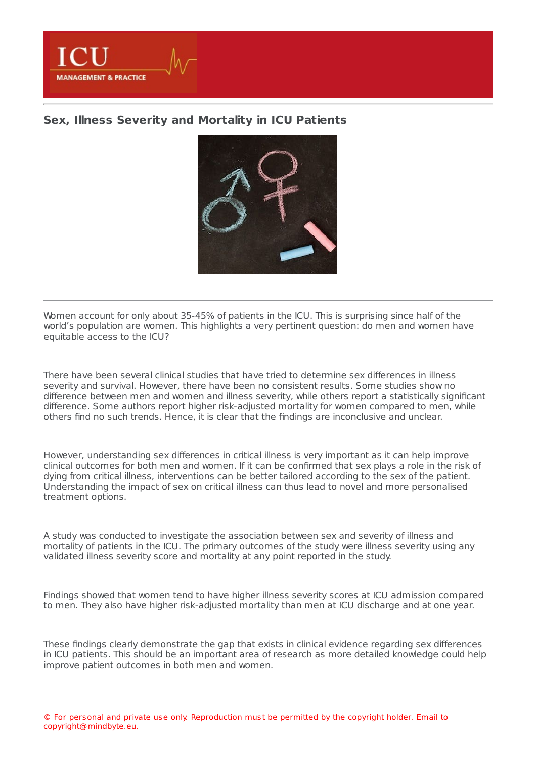# Sex, Illness Severity and Mortality in ICU Patients

Women account for only about 35-45% of patients in the ICU. This is surprising since half of the world's population are women. This highlights a very pertinent question: do men and women have equitable access to the ICU?

There have been several clinical studies that have tried to determine sex differences in illness severity and survival. However, there have been no consistent results. Some studies show no difference between men and women and illness severity, while others report a statistically significant difference. Some authors report higher risk-adjusted mortality for women compared to men, while others find no such trends. Hence, it is clear that the findings are inconclusive and unclear.

However, understanding sex differences in critical illness is very important as it can help improve clinical outcomes for both men and women. If it can be confirmed that sex plays a role in the risk of dying from critical illness, interventions can be better tailored according to the sex of the patient. Understanding the impact of sex on critical illness can thus lead to novel and more personalised treatment options.

A study was conducted to investigate the association between sex and severity of illness and mortality of patients in the ICU. The primary outcomes of the study were illness severity using any validated illness severity score and mortality at any point reported in the study.

Findings showed that women tend to have higher illness severity scores at ICU admission compared to men. They also have higher risk-adjusted mortality than men at ICU discharge and at one year.

These findings clearly demonstrate the gap that exists in clinical evidence regarding sex differences in ICU patients. This should be an important area of research as more detailed knowledge could help improve patient outcomes in both men and women.

© For personal and private use only. Reproduction must be permitted by the copyright holder. Email to copyright@mindbyte.eu.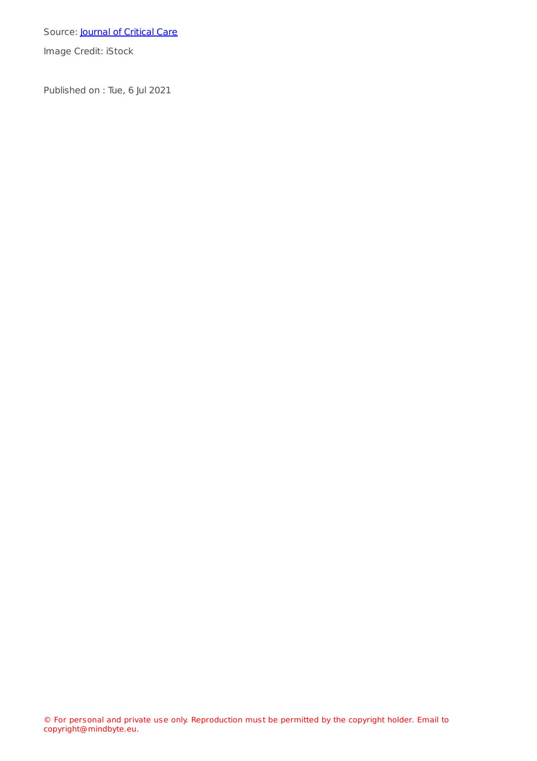Source: [Journal of Critical Care](Journal of Critical Care)

Image Credit: iStock

Published on : Tue, 6 Jul 2021